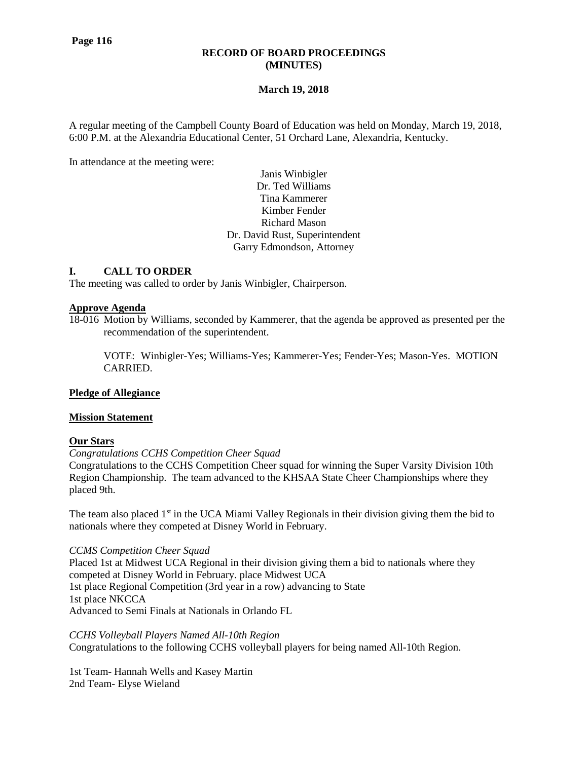**RECORD OF BOARD PROCEEDINGS**
**(MINUTES)**

**March 19, 2018**

A regular meeting of the Campbell County Board of Education was held on Monday, March 19, 2018, 6:00 P.M. at the Alexandria Educational Center, 51 Orchard Lane, Alexandria, Kentucky.

In attendance at the meeting were:

Janis Winbigler
Dr. Ted Williams
Tina Kammerer
Kimber Fender
Richard Mason
Dr. David Rust, Superintendent
Garry Edmondson, Attorney

## I. CALL TO ORDER

The meeting was called to order by Janis Winbigler, Chairperson.

**Approve Agenda**

18-016 Motion by Williams, seconded by Kammerer, that the agenda be approved as presented per the recommendation of the superintendent.

VOTE: Winbigler-Yes; Williams-Yes; Kammerer-Yes; Fender-Yes; Mason-Yes. MOTION CARRIED.

**Pledge of Allegiance**

**Mission Statement**

**Our Stars**

*Congratulations CCHS Competition Cheer Squad*

Congratulations to the CCHS Competition Cheer squad for winning the Super Varsity Division 10th Region Championship. The team advanced to the KHSAA State Cheer Championships where they placed 9th.

The team also placed 1st in the UCA Miami Valley Regionals in their division giving them the bid to nationals where they competed at Disney World in February.

*CCMS Competition Cheer Squad*

Placed 1st at Midwest UCA Regional in their division giving them a bid to nationals where they competed at Disney World in February. place Midwest UCA
1st place Regional Competition (3rd year in a row) advancing to State
1st place NKCCA
Advanced to Semi Finals at Nationals in Orlando FL

*CCHS Volleyball Players Named All-10th Region*

Congratulations to the following CCHS volleyball players for being named All-10th Region.

1st Team- Hannah Wells and Kasey Martin
2nd Team- Elyse Wieland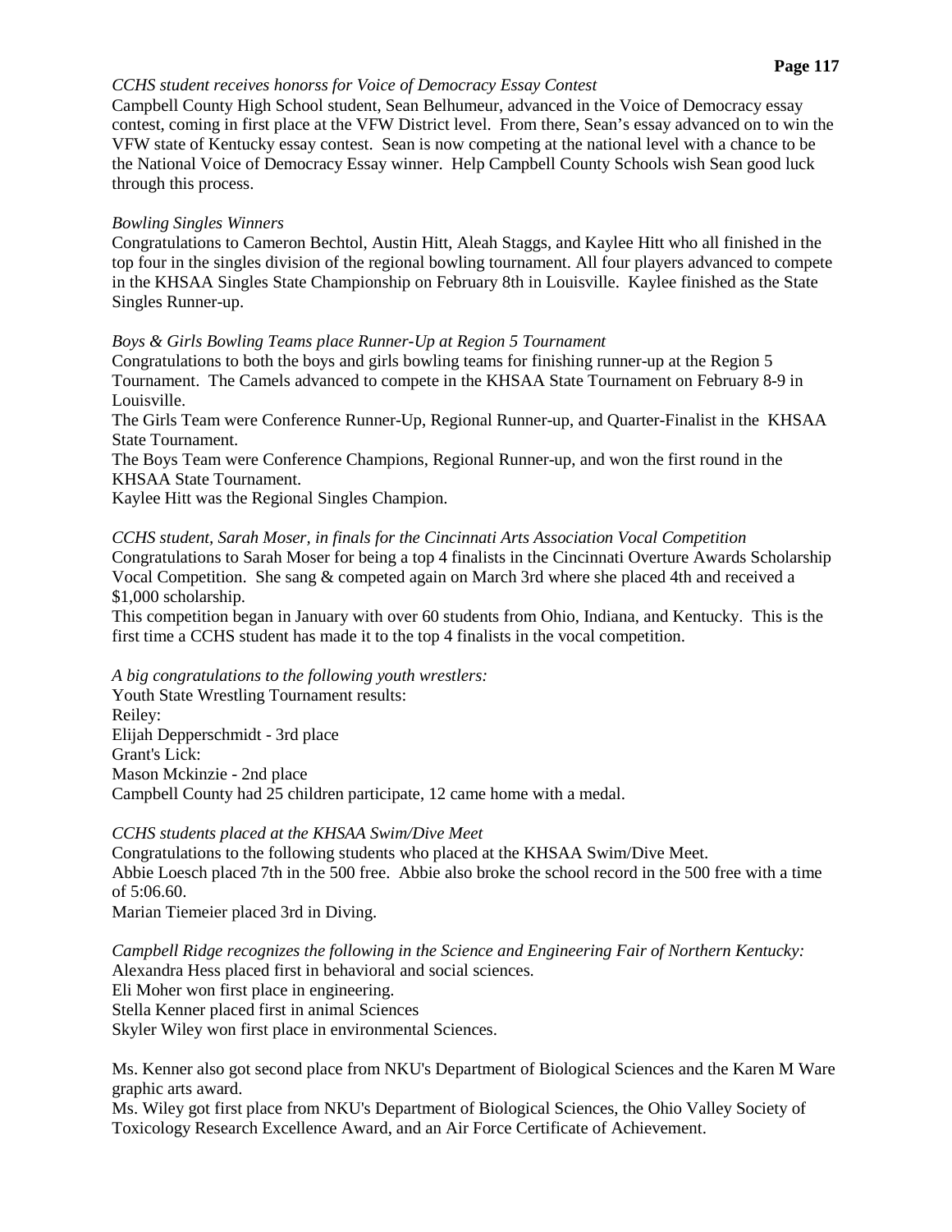*CCHS student receives honorss for Voice of Democracy Essay Contest*

Campbell County High School student, Sean Belhumeur, advanced in the Voice of Democracy essay contest, coming in first place at the VFW District level. From there, Sean's essay advanced on to win the VFW state of Kentucky essay contest. Sean is now competing at the national level with a chance to be the National Voice of Democracy Essay winner. Help Campbell County Schools wish Sean good luck through this process.

*Bowling Singles Winners*

Congratulations to Cameron Bechtol, Austin Hitt, Aleah Staggs, and Kaylee Hitt who all finished in the top four in the singles division of the regional bowling tournament. All four players advanced to compete in the KHSAA Singles State Championship on February 8th in Louisville. Kaylee finished as the State Singles Runner-up.

*Boys & Girls Bowling Teams place Runner-Up at Region 5 Tournament*

Congratulations to both the boys and girls bowling teams for finishing runner-up at the Region 5 Tournament. The Camels advanced to compete in the KHSAA State Tournament on February 8-9 in Louisville.

The Girls Team were Conference Runner-Up, Regional Runner-up, and Quarter-Finalist in the KHSAA State Tournament.

The Boys Team were Conference Champions, Regional Runner-up, and won the first round in the KHSAA State Tournament.

Kaylee Hitt was the Regional Singles Champion.

*CCHS student, Sarah Moser, in finals for the Cincinnati Arts Association Vocal Competition*

Congratulations to Sarah Moser for being a top 4 finalists in the Cincinnati Overture Awards Scholarship Vocal Competition. She sang & competed again on March 3rd where she placed 4th and received a $1,000 scholarship.

This competition began in January with over 60 students from Ohio, Indiana, and Kentucky. This is the first time a CCHS student has made it to the top 4 finalists in the vocal competition.

*A big congratulations to the following youth wrestlers:*

Youth State Wrestling Tournament results:

Reiley:

Elijah Depperschmidt - 3rd place

Grant's Lick:

Mason Mckinzie - 2nd place

Campbell County had 25 children participate, 12 came home with a medal.

*CCHS students placed at the KHSAA Swim/Dive Meet*

Congratulations to the following students who placed at the KHSAA Swim/Dive Meet.

Abbie Loesch placed 7th in the 500 free. Abbie also broke the school record in the 500 free with a time of 5:06.60.

Marian Tiemeier placed 3rd in Diving.

*Campbell Ridge recognizes the following in the Science and Engineering Fair of Northern Kentucky:*

Alexandra Hess placed first in behavioral and social sciences.

Eli Moher won first place in engineering.

Stella Kenner placed first in animal Sciences

Skyler Wiley won first place in environmental Sciences.

Ms. Kenner also got second place from NKU's Department of Biological Sciences and the Karen M Ware graphic arts award.

Ms. Wiley got first place from NKU's Department of Biological Sciences, the Ohio Valley Society of Toxicology Research Excellence Award, and an Air Force Certificate of Achievement.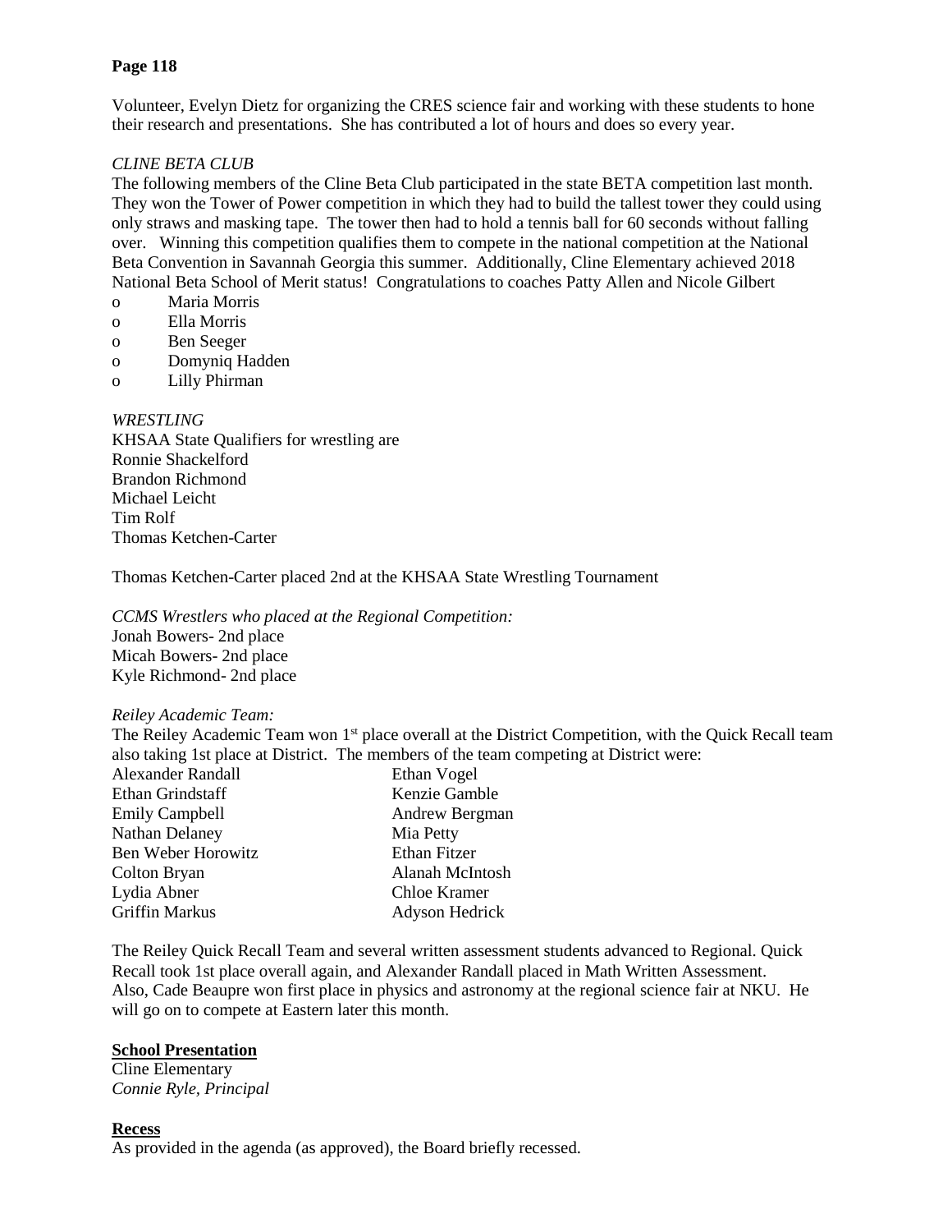Volunteer, Evelyn Dietz for organizing the CRES science fair and working with these students to hone their research and presentations. She has contributed a lot of hours and does so every year.

*CLINE BETA CLUB*

The following members of the Cline Beta Club participated in the state BETA competition last month. They won the Tower of Power competition in which they had to build the tallest tower they could using only straws and masking tape. The tower then had to hold a tennis ball for 60 seconds without falling over. Winning this competition qualifies them to compete in the national competition at the National Beta Convention in Savannah Georgia this summer. Additionally, Cline Elementary achieved 2018 National Beta School of Merit status! Congratulations to coaches Patty Allen and Nicole Gilbert

- Maria Morris
- Ella Morris
- Ben Seeger
- Domyniq Hadden
- Lilly Phirman

*WRESTLING*

KHSAA State Qualifiers for wrestling are
Ronnie Shackelford
Brandon Richmond
Michael Leicht
Tim Rolf
Thomas Ketchen-Carter

Thomas Ketchen-Carter placed 2nd at the KHSAA State Wrestling Tournament

*CCMS Wrestlers who placed at the Regional Competition:*
Jonah Bowers- 2nd place
Micah Bowers- 2nd place
Kyle Richmond- 2nd place

*Reiley Academic Team:*

The Reiley Academic Team won 1st place overall at the District Competition, with the Quick Recall team also taking 1st place at District. The members of the team competing at District were:

| | |
|---|---|
| Alexander Randall | Ethan Vogel |
| Ethan Grindstaff | Kenzie Gamble |
| Emily Campbell | Andrew Bergman |
| Nathan Delaney | Mia Petty |
| Ben Weber Horowitz | Ethan Fitzer |
| Colton Bryan | Alanah McIntosh |
| Lydia Abner | Chloe Kramer |
| Griffin Markus | Adyson Hedrick |

The Reiley Quick Recall Team and several written assessment students advanced to Regional. Quick Recall took 1st place overall again, and Alexander Randall placed in Math Written Assessment. Also, Cade Beaupre won first place in physics and astronomy at the regional science fair at NKU. He will go on to compete at Eastern later this month.

**School Presentation**

Cline Elementary
*Connie Ryle, Principal*

**Recess**

As provided in the agenda (as approved), the Board briefly recessed.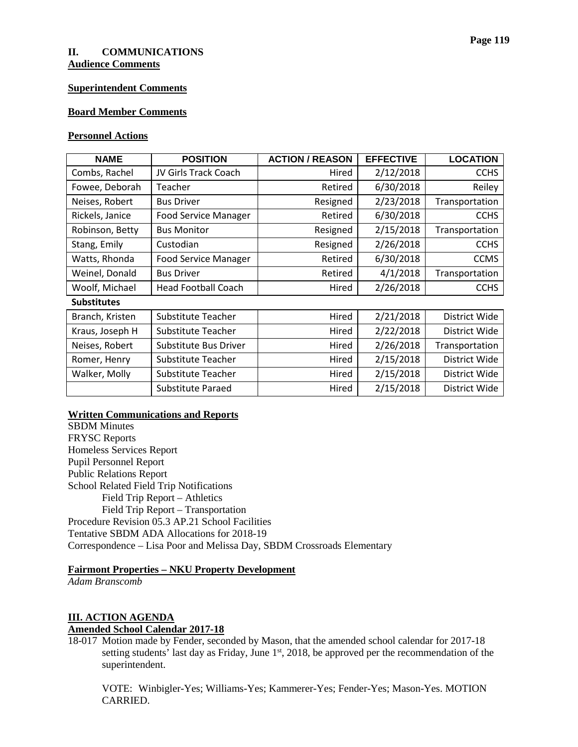## II. COMMUNICATIONS

**Audience Comments**

**Superintendent Comments**

**Board Member Comments**

**Personnel Actions**

| NAME | POSITION | ACTION / REASON | EFFECTIVE | LOCATION |
|---|---|---|---|---|
| Combs, Rachel | JV Girls Track Coach | Hired | 2/12/2018 | CCHS |
| Fowee, Deborah | Teacher | Retired | 6/30/2018 | Reiley |
| Neises, Robert | Bus Driver | Resigned | 2/23/2018 | Transportation |
| Rickels, Janice | Food Service Manager | Retired | 6/30/2018 | CCHS |
| Robinson, Betty | Bus Monitor | Resigned | 2/15/2018 | Transportation |
| Stang, Emily | Custodian | Resigned | 2/26/2018 | CCHS |
| Watts, Rhonda | Food Service Manager | Retired | 6/30/2018 | CCMS |
| Weinel, Donald | Bus Driver | Retired | 4/1/2018 | Transportation |
| Woolf, Michael | Head Football Coach | Hired | 2/26/2018 | CCHS |
| **Substitutes** | | | | |
| Branch, Kristen | Substitute Teacher | Hired | 2/21/2018 | District Wide |
| Kraus, Joseph H | Substitute Teacher | Hired | 2/22/2018 | District Wide |
| Neises, Robert | Substitute Bus Driver | Hired | 2/26/2018 | Transportation |
| Romer, Henry | Substitute Teacher | Hired | 2/15/2018 | District Wide |
| Walker, Molly | Substitute Teacher | Hired | 2/15/2018 | District Wide |
| | Substitute Paraed | Hired | 2/15/2018 | District Wide |

**Written Communications and Reports**

SBDM Minutes
FRYSC Reports
Homeless Services Report
Pupil Personnel Report
Public Relations Report
School Related Field Trip Notifications
- Field Trip Report – Athletics
- Field Trip Report – Transportation

Procedure Revision 05.3 AP.21 School Facilities
Tentative SBDM ADA Allocations for 2018-19
Correspondence – Lisa Poor and Melissa Day, SBDM Crossroads Elementary

**Fairmont Properties – NKU Property Development**

*Adam Branscomb*

## III. ACTION AGENDA

**Amended School Calendar 2017-18**

18-017 Motion made by Fender, seconded by Mason, that the amended school calendar for 2017-18 setting students' last day as Friday, June 1st, 2018, be approved per the recommendation of the superintendent.

VOTE: Winbigler-Yes; Williams-Yes; Kammerer-Yes; Fender-Yes; Mason-Yes. MOTION CARRIED.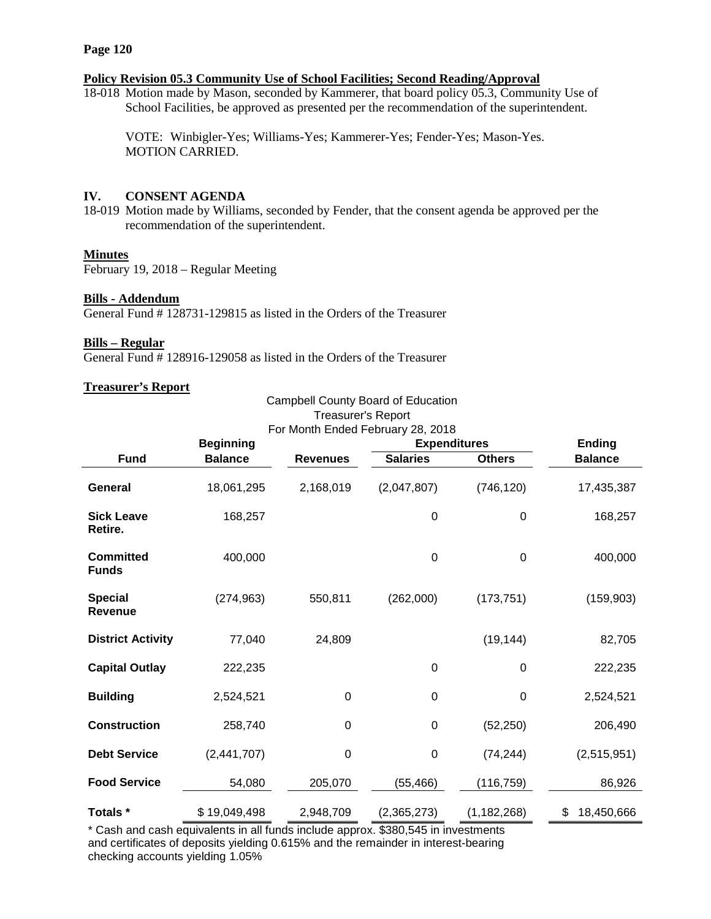**Policy Revision 05.3 Community Use of School Facilities; Second Reading/Approval**

18-018 Motion made by Mason, seconded by Kammerer, that board policy 05.3, Community Use of School Facilities, be approved as presented per the recommendation of the superintendent.

VOTE: Winbigler-Yes; Williams-Yes; Kammerer-Yes; Fender-Yes; Mason-Yes. MOTION CARRIED.

## IV. CONSENT AGENDA

18-019 Motion made by Williams, seconded by Fender, that the consent agenda be approved per the recommendation of the superintendent.

**Minutes**

February 19, 2018 – Regular Meeting

**Bills - Addendum**

General Fund # 128731-129815 as listed in the Orders of the Treasurer

**Bills – Regular**

General Fund # 128916-129058 as listed in the Orders of the Treasurer

**Treasurer's Report**

Campbell County Board of Education
Treasurer's Report
For Month Ended February 28, 2018

| Fund | Beginning Balance | Revenues | Expenditures Salaries | Expenditures Others | Ending Balance |
|---|---|---|---|---|---|
| **General** | 18,061,295 | 2,168,019 | (2,047,807) | (746,120) | 17,435,387 |
| **Sick Leave Retire.** | 168,257 | | 0 | 0 | 168,257 |
| **Committed Funds** | 400,000 | | 0 | 0 | 400,000 |
| **Special Revenue** | (274,963) | 550,811 | (262,000) | (173,751) | (159,903) |
| **District Activity** | 77,040 | 24,809 | | (19,144) | 82,705 |
| **Capital Outlay** | 222,235 | | 0 | 0 | 222,235 |
| **Building** | 2,524,521 | 0 | 0 | 0 | 2,524,521 |
| **Construction** | 258,740 | 0 | 0 | (52,250) | 206,490 |
| **Debt Service** | (2,441,707) | 0 | 0 | (74,244) | (2,515,951) |
| **Food Service** | 54,080 | 205,070 | (55,466) | (116,759) | 86,926 |
| **Totals \*** | $ 19,049,498 | 2,948,709 | (2,365,273) | (1,182,268) | $ 18,450,666 |

\* Cash and cash equivalents in all funds include approx. $380,545 in investments and certificates of deposits yielding 0.615% and the remainder in interest-bearing checking accounts yielding 1.05%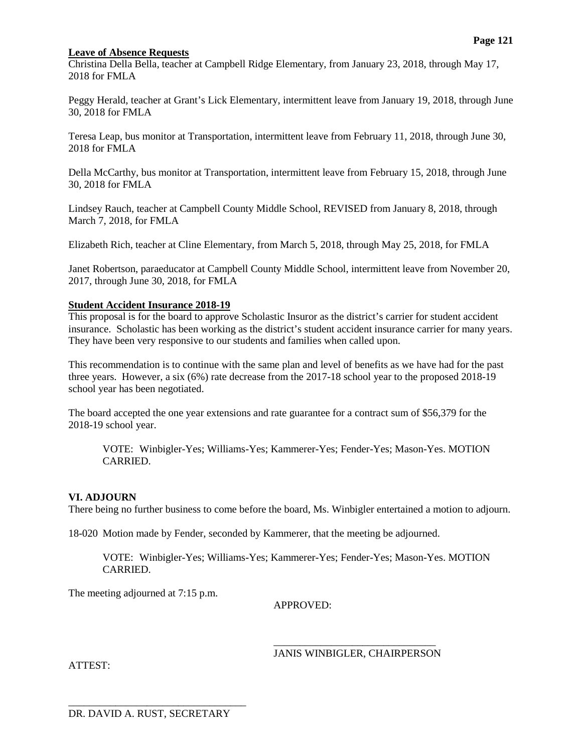**Leave of Absence Requests**

Christina Della Bella, teacher at Campbell Ridge Elementary, from January 23, 2018, through May 17, 2018 for FMLA

Peggy Herald, teacher at Grant's Lick Elementary, intermittent leave from January 19, 2018, through June 30, 2018 for FMLA

Teresa Leap, bus monitor at Transportation, intermittent leave from February 11, 2018, through June 30, 2018 for FMLA

Della McCarthy, bus monitor at Transportation, intermittent leave from February 15, 2018, through June 30, 2018 for FMLA

Lindsey Rauch, teacher at Campbell County Middle School, REVISED from January 8, 2018, through March 7, 2018, for FMLA

Elizabeth Rich, teacher at Cline Elementary, from March 5, 2018, through May 25, 2018, for FMLA

Janet Robertson, paraeducator at Campbell County Middle School, intermittent leave from November 20, 2017, through June 30, 2018, for FMLA

**Student Accident Insurance 2018-19**

This proposal is for the board to approve Scholastic Insuror as the district's carrier for student accident insurance. Scholastic has been working as the district's student accident insurance carrier for many years. They have been very responsive to our students and families when called upon.

This recommendation is to continue with the same plan and level of benefits as we have had for the past three years. However, a six (6%) rate decrease from the 2017-18 school year to the proposed 2018-19 school year has been negotiated.

The board accepted the one year extensions and rate guarantee for a contract sum of $56,379 for the 2018-19 school year.

> VOTE: Winbigler-Yes; Williams-Yes; Kammerer-Yes; Fender-Yes; Mason-Yes. MOTION CARRIED.

**VI. ADJOURN**

There being no further business to come before the board, Ms. Winbigler entertained a motion to adjourn.

18-020 Motion made by Fender, seconded by Kammerer, that the meeting be adjourned.

> VOTE: Winbigler-Yes; Williams-Yes; Kammerer-Yes; Fender-Yes; Mason-Yes. MOTION CARRIED.

The meeting adjourned at 7:15 p.m.

APPROVED:

\_\_\_\_\_\_\_\_\_\_\_\_\_\_\_\_\_\_\_\_\_\_\_\_\_\_\_\_\_\_\_\_

JANIS WINBIGLER, CHAIRPERSON

ATTEST:

\_\_\_\_\_\_\_\_\_\_\_\_\_\_\_\_\_\_\_\_\_\_\_\_\_\_\_\_\_\_\_\_\_\_\_

DR. DAVID A. RUST, SECRETARY